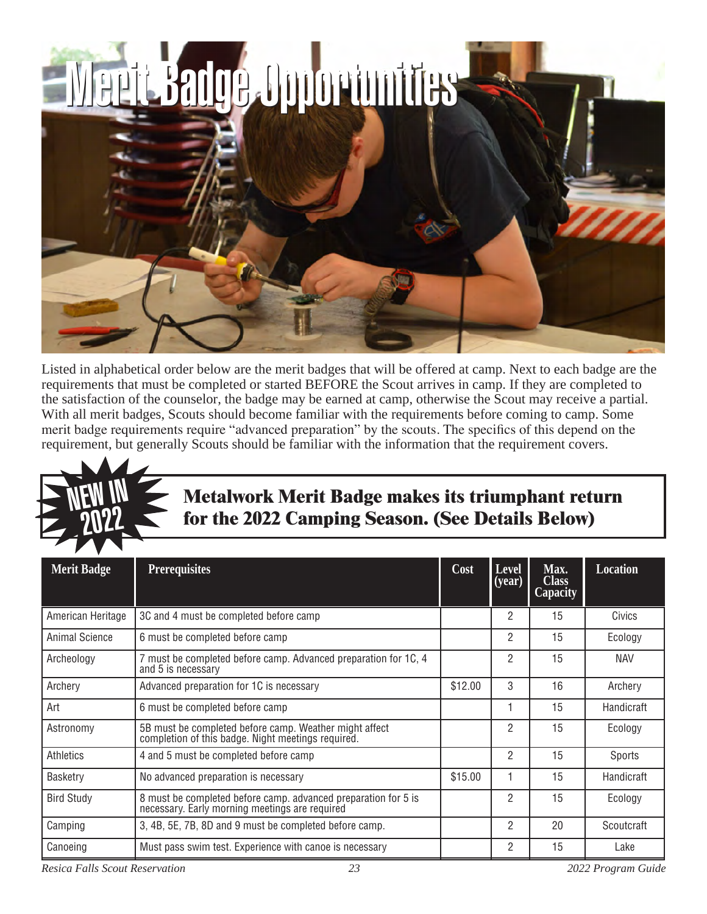# Merit Badge Opportunities

Listed in alphabetical order below are the merit badges that will be offered at camp. Next to each badge are the requirements that must be completed or started BEFORE the Scout arrives in camp. If they are completed to the satisfaction of the counselor, the badge may be earned at camp, otherwise the Scout may receive a partial. With all merit badges, Scouts should become familiar with the requirements before coming to camp. Some merit badge requirements require "advanced preparation" by the scouts. The specifics of this depend on the requirement, but generally Scouts should be familiar with the information that the requirement covers.

**NEW IN 2022**

## Metalwork Merit Badge makes its triumphant return for the 2022 Camping Season. (See Details Below)

| Merit Badge | Prerequisites | Cost | Level (year) | Max. Class Capacity | Location |
|---|---|---|---|---|---|
| American Heritage | 3C and 4 must be completed before camp | | 2 | 15 | Civics |
| Animal Science | 6 must be completed before camp | | 2 | 15 | Ecology |
| Archeology | 7 must be completed before camp. Advanced preparation for 1C, 4 and 5 is necessary | | 2 | 15 | NAV |
| Archery | Advanced preparation for 1C is necessary | $12.00 | 3 | 16 | Archery |
| Art | 6 must be completed before camp | | 1 | 15 | Handicraft |
| Astronomy | 5B must be completed before camp. Weather might affect completion of this badge. Night meetings required. | | 2 | 15 | Ecology |
| Athletics | 4 and 5 must be completed before camp | | 2 | 15 | Sports |
| Basketry | No advanced preparation is necessary | $15.00 | 1 | 15 | Handicraft |
| Bird Study | 8 must be completed before camp. advanced preparation for 5 is necessary. Early morning meetings are required | | 2 | 15 | Ecology |
| Camping | 3, 4B, 5E, 7B, 8D and 9 must be completed before camp. | | 2 | 20 | Scoutcraft |
| Canoeing | Must pass swim test. Experience with canoe is necessary | | 2 | 15 | Lake |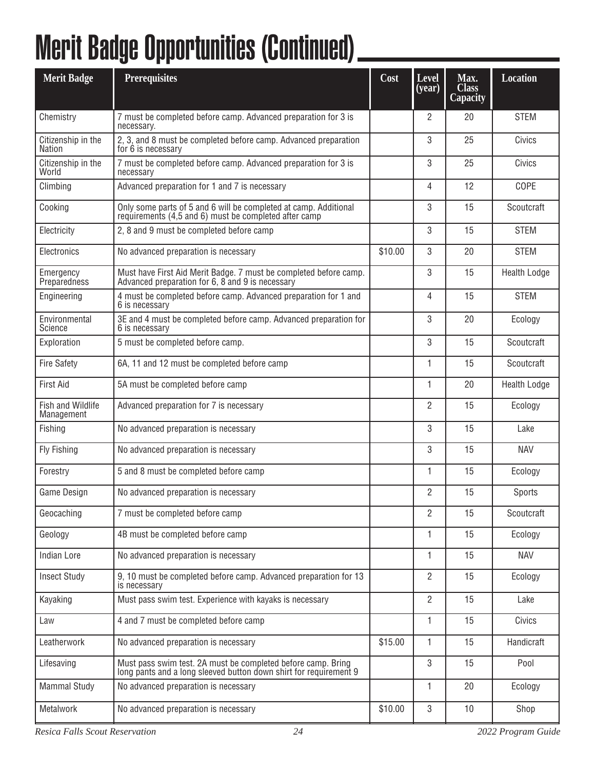# Merit Badge Opportunities (Continued)

| Merit Badge | Prerequisites | Cost | Level (year) | Max. Class Capacity | Location |
|---|---|---|---|---|---|
| Chemistry | 7 must be completed before camp. Advanced preparation for 3 is necessary. | | 2 | 20 | STEM |
| Citizenship in the Nation | 2, 3, and 8 must be completed before camp. Advanced preparation for 6 is necessary | | 3 | 25 | Civics |
| Citizenship in the World | 7 must be completed before camp. Advanced preparation for 3 is necessary | | 3 | 25 | Civics |
| Climbing | Advanced preparation for 1 and 7 is necessary | | 4 | 12 | COPE |
| Cooking | Only some parts of 5 and 6 will be completed at camp. Additional requirements (4,5 and 6) must be completed after camp | | 3 | 15 | Scoutcraft |
| Electricity | 2, 8 and 9 must be completed before camp | | 3 | 15 | STEM |
| Electronics | No advanced preparation is necessary | $10.00 | 3 | 20 | STEM |
| Emergency Preparedness | Must have First Aid Merit Badge. 7 must be completed before camp. Advanced preparation for 6, 8 and 9 is necessary | | 3 | 15 | Health Lodge |
| Engineering | 4 must be completed before camp. Advanced preparation for 1 and 6 is necessary | | 4 | 15 | STEM |
| Environmental Science | 3E and 4 must be completed before camp. Advanced preparation for 6 is necessary | | 3 | 20 | Ecology |
| Exploration | 5 must be completed before camp. | | 3 | 15 | Scoutcraft |
| Fire Safety | 6A, 11 and 12 must be completed before camp | | 1 | 15 | Scoutcraft |
| First Aid | 5A must be completed before camp | | 1 | 20 | Health Lodge |
| Fish and Wildlife Management | Advanced preparation for 7 is necessary | | 2 | 15 | Ecology |
| Fishing | No advanced preparation is necessary | | 3 | 15 | Lake |
| Fly Fishing | No advanced preparation is necessary | | 3 | 15 | NAV |
| Forestry | 5 and 8 must be completed before camp | | 1 | 15 | Ecology |
| Game Design | No advanced preparation is necessary | | 2 | 15 | Sports |
| Geocaching | 7 must be completed before camp | | 2 | 15 | Scoutcraft |
| Geology | 4B must be completed before camp | | 1 | 15 | Ecology |
| Indian Lore | No advanced preparation is necessary | | 1 | 15 | NAV |
| Insect Study | 9, 10 must be completed before camp. Advanced preparation for 13 is necessary | | 2 | 15 | Ecology |
| Kayaking | Must pass swim test. Experience with kayaks is necessary | | 2 | 15 | Lake |
| Law | 4 and 7 must be completed before camp | | 1 | 15 | Civics |
| Leatherwork | No advanced preparation is necessary | $15.00 | 1 | 15 | Handicraft |
| Lifesaving | Must pass swim test. 2A must be completed before camp. Bring long pants and a long sleeved button down shirt for requirement 9 | | 3 | 15 | Pool |
| Mammal Study | No advanced preparation is necessary | | 1 | 20 | Ecology |
| Metalwork | No advanced preparation is necessary | $10.00 | 3 | 10 | Shop |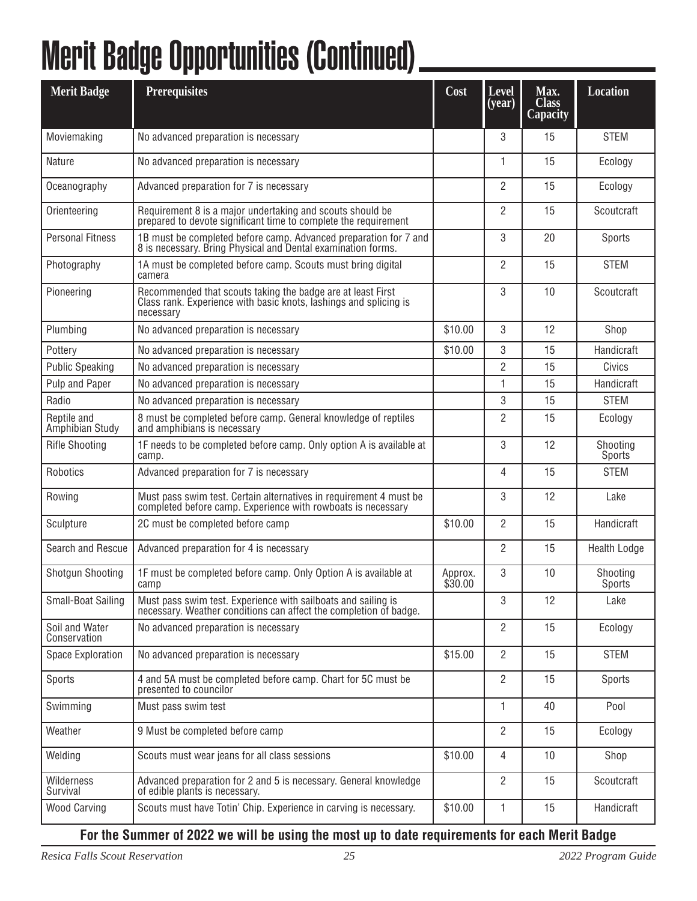# Merit Badge Opportunities (Continued)

| Merit Badge | Prerequisites | Cost | Level (year) | Max. Class Capacity | Location |
|---|---|---|---|---|---|
| Moviemaking | No advanced preparation is necessary | | 3 | 15 | STEM |
| Nature | No advanced preparation is necessary | | 1 | 15 | Ecology |
| Oceanography | Advanced preparation for 7 is necessary | | 2 | 15 | Ecology |
| Orienteering | Requirement 8 is a major undertaking and scouts should be prepared to devote significant time to complete the requirement | | 2 | 15 | Scoutcraft |
| Personal Fitness | 1B must be completed before camp. Advanced preparation for 7 and 8 is necessary. Bring Physical and Dental examination forms. | | 3 | 20 | Sports |
| Photography | 1A must be completed before camp. Scouts must bring digital camera | | 2 | 15 | STEM |
| Pioneering | Recommended that scouts taking the badge are at least First Class rank. Experience with basic knots, lashings and splicing is necessary | | 3 | 10 | Scoutcraft |
| Plumbing | No advanced preparation is necessary | $10.00 | 3 | 12 | Shop |
| Pottery | No advanced preparation is necessary | $10.00 | 3 | 15 | Handicraft |
| Public Speaking | No advanced preparation is necessary | | 2 | 15 | Civics |
| Pulp and Paper | No advanced preparation is necessary | | 1 | 15 | Handicraft |
| Radio | No advanced preparation is necessary | | 3 | 15 | STEM |
| Reptile and Amphibian Study | 8 must be completed before camp. General knowledge of reptiles and amphibians is necessary | | 2 | 15 | Ecology |
| Rifle Shooting | 1F needs to be completed before camp. Only option A is available at camp. | | 3 | 12 | Shooting Sports |
| Robotics | Advanced preparation for 7 is necessary | | 4 | 15 | STEM |
| Rowing | Must pass swim test. Certain alternatives in requirement 4 must be completed before camp. Experience with rowboats is necessary | | 3 | 12 | Lake |
| Sculpture | 2C must be completed before camp | $10.00 | 2 | 15 | Handicraft |
| Search and Rescue | Advanced preparation for 4 is necessary | | 2 | 15 | Health Lodge |
| Shotgun Shooting | 1F must be completed before camp. Only Option A is available at camp | Approx. $30.00 | 3 | 10 | Shooting Sports |
| Small-Boat Sailing | Must pass swim test. Experience with sailboats and sailing is necessary. Weather conditions can affect the completion of badge. | | 3 | 12 | Lake |
| Soil and Water Conservation | No advanced preparation is necessary | | 2 | 15 | Ecology |
| Space Exploration | No advanced preparation is necessary | $15.00 | 2 | 15 | STEM |
| Sports | 4 and 5A must be completed before camp. Chart for 5C must be presented to councilor | | 2 | 15 | Sports |
| Swimming | Must pass swim test | | 1 | 40 | Pool |
| Weather | 9 Must be completed before camp | | 2 | 15 | Ecology |
| Welding | Scouts must wear jeans for all class sessions | $10.00 | 4 | 10 | Shop |
| Wilderness Survival | Advanced preparation for 2 and 5 is necessary. General knowledge of edible plants is necessary. | | 2 | 15 | Scoutcraft |
| Wood Carving | Scouts must have Totin' Chip. Experience in carving is necessary. | $10.00 | 1 | 15 | Handicraft |

**For the Summer of 2022 we will be using the most up to date requirements for each Merit Badge**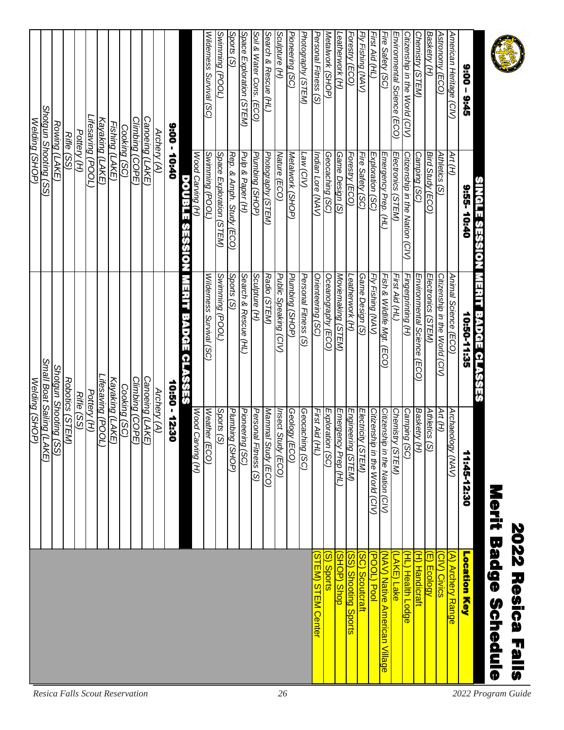# 2022 Resica Falls Merit Badge Schedule

## SINGLE SESSION MERIT BADGE CLASSES

| 9:00 – 9:45 | 9:55-10:40 | 10:50-11:35 | 11:45-12:30 |
|---|---|---|---|
| American Heritage (CIV) | Art (H) | Animal Science (ECO) | Archaeology (NAV) |
| Astronomy (ECO) | Athletics (S) | Citizenship in the World (CIV) | Art (H) |
| Basketry (H) | Bird Study (ECO) | Electronics (STEM) | Athletics (S) |
| Chemistry (STEM) | Camping (SC) | Environmental Science (ECO) | Basketry (H) |
| Citizenship in the World (CIV) | Citizenship in the Nation (CIV) | Fingerprinting (H) | Camping (SC) |
| Environmental Science (ECO) | Electronics (STEM) | First Aid (HL) | Chemistry (STEM) |
| Fire Safety (SC) | Emergency Prep. (HL) | Fish & Wildlife Mgt. (ECO) | Citizenship in the Nation (CIV) |
| First Aid (HL) | Exploration (SC) | Fly Fishing (NAV) | Citizenship in the World (CIV) |
| Fly Fishing (NAV) | Fire Safety (SC) | Game Design (S) | Electricity (STEM) |
| Forestry (ECO) | Forestry (ECO) | Leatherwork (H) | Engineering (STEM) |
| Leatherwork (H) | Game Design (S) | Moviemaking (STEM) | Emergency Prep (HL) |
| Metalwork (SHOP) | Geocaching (SC) | Oceanography (ECO) | Exploration (SC) |
| Personal Fitness (S) | Indian Lore (NAV) | Orienteering (SC) | First Aid (HL) |
| Photography (STEM) | Law (CIV) | Personal Fitness (S) | Geocaching (SC) |
| Pioneering (SC) | Metalwork (SHOP) | Plumbing (SHOP) | Geology (ECO) |
| Sculpture (H) | Nature (ECO) | Public Speaking (CIV) | Insect Study (ECO) |
| Search & Rescue (HL) | Photography (STEM) | Radio (STEM) | Mammal Study (ECO) |
| Soil & Water Cons. (ECO) | Plumbing (SHOP) | Sculpture (H) | Personal Fitness (S) |
| Space Exploration (STEM) | Pulp & Paper (H) | Search & Rescue (HL) | Pioneering (SC) |
| Sports (S) | Rep. & Amph. Study (ECO) | Sports (S) | Plumbing (SHOP) |
| Swimming (POOL) | Space Exploration (STEM) | Swimming (POOL) | Sports (S) |
| Wilderness Survival (SC) | Swimming (POOL) | Wilderness Survival (SC) | Weather (ECO) |
| | Wood Carving (H) | | Wood Carving (H) |

## DOUBLE SESSION MERIT BADGE CLASSES

| 9:00 - 10:40 | 10:50 - 12:30 |
|---|---|
| Archery (A) | Archery (A) |
| Canoeing (LAKE) | Canoeing (LAKE) |
| Climbing (COPE) | Climbing (COPE) |
| Cooking (SC) | Cooking (SC) |
| Fishing (LAKE) | Kayaking (LAKE) |
| Kayaking (LAKE) | Lifesaving (POOL) |
| Lifesaving (POOL) | Pottery (H) |
| Pottery (H) | Rifle (SS) |
| Rifle (SS) | Robotics (STEM) |
| Rowing (LAKE) | Shotgun Shooting (SS) |
| Shotgun Shooting (SS) | Small Boat Sailing (LAKE) |
| Welding (SHOP) | Welding (SHOP) |

**Location Key**

- (A) Archery Range
- (CIV) Civics
- (E) Ecology
- (H) Handicraft
- (HL) Health Lodge
- (LAKE) Lake
- (NAV) Native American Village
- (POOL) Pool
- (SC) Scoutcraft
- (SS) Shooting Sports
- (SHOP) Shop
- (S) Sports
- (STEM) STEM Center